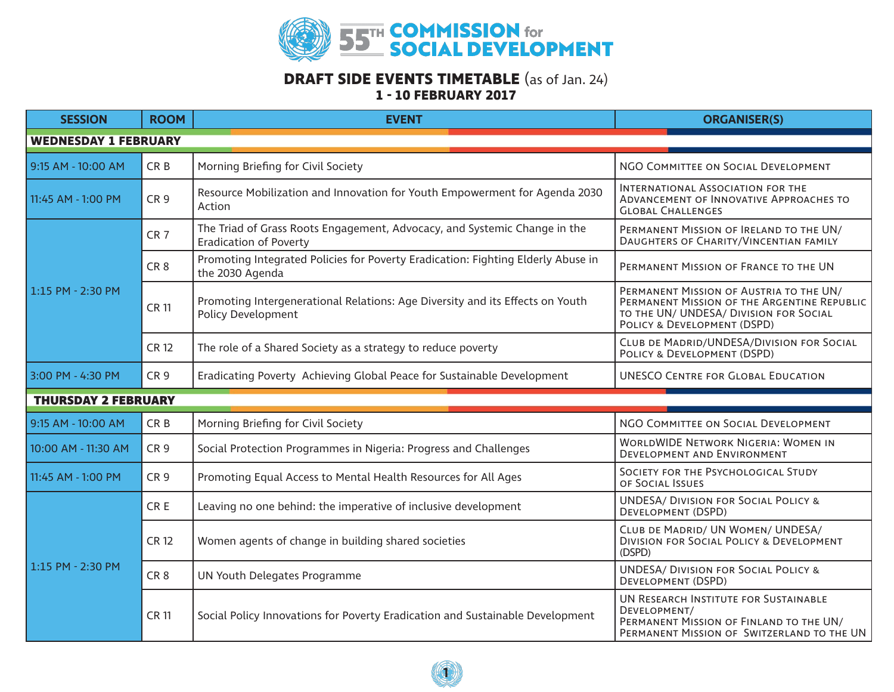# 55TH COMMISSION for SOCIAL DEVELOPMENT

## DRAFT SIDE EVENTS TIMETABLE (as of Jan. 24)
### 1 - 10 FEBRUARY 2017

| SESSION | ROOM | EVENT | ORGANISER(S) |
|---|---|---|---|
| **WEDNESDAY 1 FEBRUARY** | | | |
| 9:15 AM - 10:00 AM | CR B | Morning Briefing for Civil Society | NGO Committee on Social Development |
| 11:45 AM - 1:00 PM | CR 9 | Resource Mobilization and Innovation for Youth Empowerment for Agenda 2030 Action | International Association for the Advancement of Innovative Approaches to Global Challenges |
| 1:15 PM - 2:30 PM | CR 7 | The Triad of Grass Roots Engagement, Advocacy, and Systemic Change in the Eradication of Poverty | Permanent Mission of Ireland to the UN/ Daughters of Charity/Vincentian family |
| 1:15 PM - 2:30 PM | CR 8 | Promoting Integrated Policies for Poverty Eradication: Fighting Elderly Abuse in the 2030 Agenda | Permanent Mission of France to the UN |
| 1:15 PM - 2:30 PM | CR 11 | Promoting Intergenerational Relations: Age Diversity and its Effects on Youth Policy Development | Permanent Mission of Austria to the UN/ Permanent Mission of the Argentine Republic to the UN/ UNDESA/ Division for Social Policy & Development (DSPD) |
| 1:15 PM - 2:30 PM | CR 12 | The role of a Shared Society as a strategy to reduce poverty | Club de Madrid/UNDESA/Division for Social Policy & Development (DSPD) |
| 3:00 PM - 4:30 PM | CR 9 | Eradicating Poverty Achieving Global Peace for Sustainable Development | UNESCO Centre for Global Education |
| **THURSDAY 2 FEBRUARY** | | | |
| 9:15 AM - 10:00 AM | CR B | Morning Briefing for Civil Society | NGO Committee on Social Development |
| 10:00 AM - 11:30 AM | CR 9 | Social Protection Programmes in Nigeria: Progress and Challenges | Worldwide Network Nigeria: Women in Development and Environment |
| 11:45 AM - 1:00 PM | CR 9 | Promoting Equal Access to Mental Health Resources for All Ages | Society for the Psychological Study of Social Issues |
| 1:15 PM - 2:30 PM | CR E | Leaving no one behind: the imperative of inclusive development | UNDESA/ Division for Social Policy & Development (DSPD) |
| 1:15 PM - 2:30 PM | CR 12 | Women agents of change in building shared societies | Club de Madrid/ UN Women/ UNDESA/ Division for Social Policy & Development (DSPD) |
| 1:15 PM - 2:30 PM | CR 8 | UN Youth Delegates Programme | UNDESA/ Division for Social Policy & Development (DSPD) |
| 1:15 PM - 2:30 PM | CR 11 | Social Policy Innovations for Poverty Eradication and Sustainable Development | UN Research Institute for Sustainable Development/ Permanent Mission of Finland to the UN/ Permanent Mission of Switzerland to the UN |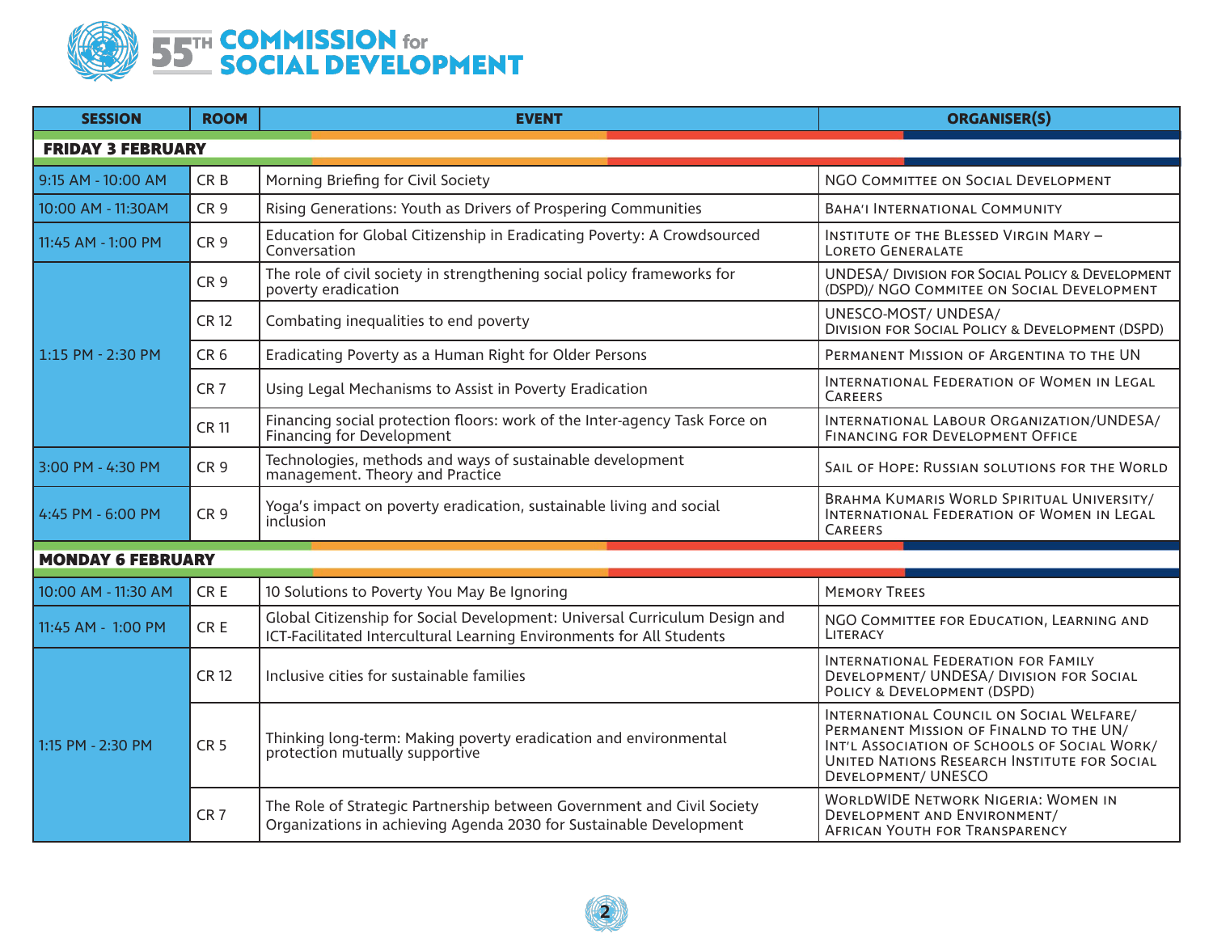# 55TH COMMISSION for SOCIAL DEVELOPMENT

| SESSION | ROOM | EVENT | ORGANISER(S) |
|---|---|---|---|
| **FRIDAY 3 FEBRUARY** | | | |
| 9:15 AM - 10:00 AM | CR B | Morning Briefing for Civil Society | NGO Committee on Social Development |
| 10:00 AM - 11:30AM | CR 9 | Rising Generations: Youth as Drivers of Prospering Communities | Baha'i International Community |
| 11:45 AM - 1:00 PM | CR 9 | Education for Global Citizenship in Eradicating Poverty: A Crowdsourced Conversation | Institute of the Blessed Virgin Mary – Loreto Generalate |
| 1:15 PM - 2:30 PM | CR 9 | The role of civil society in strengthening social policy frameworks for poverty eradication | UNDESA/ Division for Social Policy & Development (DSPD)/ NGO Commitee on Social Development |
| | CR 12 | Combating inequalities to end poverty | UNESCO-MOST/ UNDESA/ Division for Social Policy & Development (DSPD) |
| | CR 6 | Eradicating Poverty as a Human Right for Older Persons | Permanent Mission of Argentina to the UN |
| | CR 7 | Using Legal Mechanisms to Assist in Poverty Eradication | International Federation of Women in Legal Careers |
| | CR 11 | Financing social protection floors: work of the Inter-agency Task Force on Financing for Development | International Labour Organization/UNDESA/ Financing for Development Office |
| 3:00 PM - 4:30 PM | CR 9 | Technologies, methods and ways of sustainable development management. Theory and Practice | Sail of Hope: Russian solutions for the World |
| 4:45 PM - 6:00 PM | CR 9 | Yoga's impact on poverty eradication, sustainable living and social inclusion | Brahma Kumaris World Spiritual University/ International Federation of Women in Legal Careers |
| **MONDAY 6 FEBRUARY** | | | |
| 10:00 AM - 11:30 AM | CR E | 10 Solutions to Poverty You May Be Ignoring | Memory Trees |
| 11:45 AM - 1:00 PM | CR E | Global Citizenship for Social Development: Universal Curriculum Design and ICT-Facilitated Intercultural Learning Environments for All Students | NGO Committee for Education, Learning and Literacy |
| 1:15 PM - 2:30 PM | CR 12 | Inclusive cities for sustainable families | International Federation for Family Development/ UNDESA/ Division for Social Policy & Development (DSPD) |
| | CR 5 | Thinking long-term: Making poverty eradication and environmental protection mutually supportive | International Council on Social Welfare/ Permanent Mission of Finalnd to the UN/ Int'l Association of Schools of Social Work/ United Nations Research Institute for Social Development/ UNESCO |
| | CR 7 | The Role of Strategic Partnership between Government and Civil Society Organizations in achieving Agenda 2030 for Sustainable Development | WorldWide Network Nigeria: Women in Development and Environment/ African Youth for Transparency |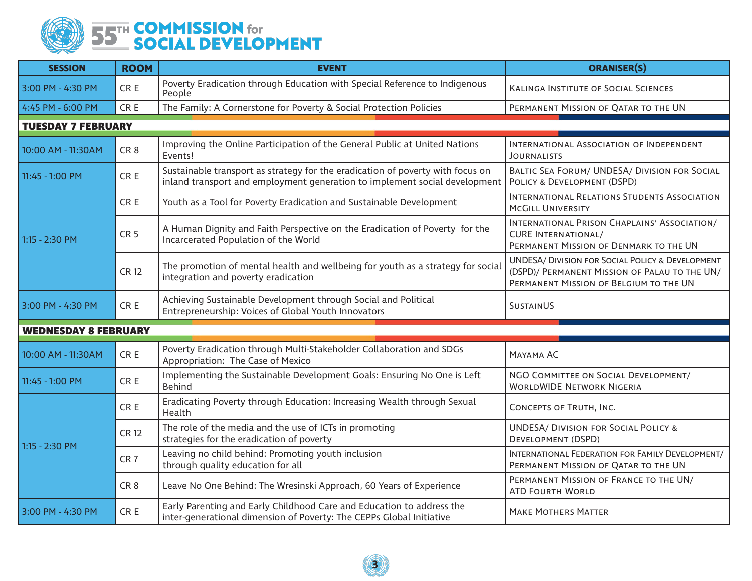# 55TH COMMISSION for SOCIAL DEVELOPMENT

| SESSION | ROOM | EVENT | ORANISER(S) |
|---|---|---|---|
| 3:00 PM - 4:30 PM | CR E | Poverty Eradication through Education with Special Reference to Indigenous People | Kalinga Institute of Social Sciences |
| 4:45 PM - 6:00 PM | CR E | The Family: A Cornerstone for Poverty & Social Protection Policies | Permanent Mission of Qatar to the UN |
| **TUESDAY 7 FEBRUARY** | | | |
| 10:00 AM - 11:30AM | CR 8 | Improving the Online Participation of the General Public at United Nations Events! | International Association of Independent Journalists |
| 11:45 - 1:00 PM | CR E | Sustainable transport as strategy for the eradication of poverty with focus on inland transport and employment generation to implement social development | Baltic Sea Forum/ UNDESA/ Division for Social Policy & Development (DSPD) |
| 1:15 - 2:30 PM | CR E | Youth as a Tool for Poverty Eradication and Sustainable Development | International Relations Students Association McGill University |
| | CR 5 | A Human Dignity and Faith Perspective on the Eradication of Poverty for the Incarcerated Population of the World | International Prison Chaplains' Association/ CURE International/ Permanent Mission of Denmark to the UN |
| | CR 12 | The promotion of mental health and wellbeing for youth as a strategy for social integration and poverty eradication | UNDESA/ Division for Social Policy & Development (DSPD)/ Permanent Mission of Palau to the UN/ Permanent Mission of Belgium to the UN |
| 3:00 PM - 4:30 PM | CR E | Achieving Sustainable Development through Social and Political Entrepreneurship: Voices of Global Youth Innovators | SustainUS |
| **WEDNESDAY 8 FEBRUARY** | | | |
| 10:00 AM - 11:30AM | CR E | Poverty Eradication through Multi-Stakeholder Collaboration and SDGs Appropriation: The Case of Mexico | Mayama AC |
| 11:45 - 1:00 PM | CR E | Implementing the Sustainable Development Goals: Ensuring No One is Left Behind | NGO Committee on Social Development/ Worldwide Network Nigeria |
| 1:15 - 2:30 PM | CR E | Eradicating Poverty through Education: Increasing Wealth through Sexual Health | Concepts of Truth, Inc. |
| | CR 12 | The role of the media and the use of ICTs in promoting strategies for the eradication of poverty | UNDESA/ Division for Social Policy & Development (DSPD) |
| | CR 7 | Leaving no child behind: Promoting youth inclusion through quality education for all | International Federation for Family Development/ Permanent Mission of Qatar to the UN |
| | CR 8 | Leave No One Behind: The Wresinski Approach, 60 Years of Experience | Permanent Mission of France to the UN/ ATD Fourth World |
| 3:00 PM - 4:30 PM | CR E | Early Parenting and Early Childhood Care and Education to address the inter-generational dimension of Poverty: The CEPPs Global Initiative | Make Mothers Matter |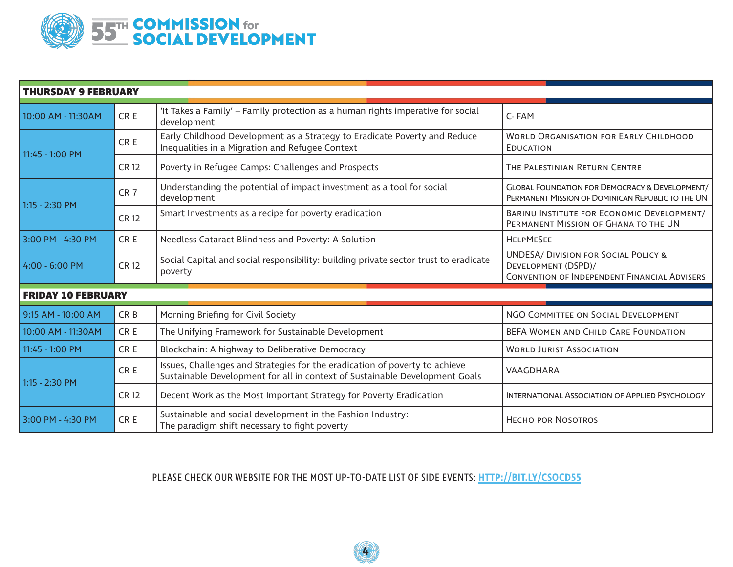# 55TH COMMISSION for SOCIAL DEVELOPMENT

| | | | |
|---|---|---|---|
| **THURSDAY 9 FEBRUARY** | | | |
| 10:00 AM - 11:30AM | CR E | 'It Takes a Family' – Family protection as a human rights imperative for social development | C- FAM |
| 11:45 - 1:00 PM | CR E | Early Childhood Development as a Strategy to Eradicate Poverty and Reduce Inequalities in a Migration and Refugee Context | World Organisation for Early Childhood Education |
| | CR 12 | Poverty in Refugee Camps: Challenges and Prospects | The Palestinian Return Centre |
| 1:15 - 2:30 PM | CR 7 | Understanding the potential of impact investment as a tool for social development | Global Foundation for Democracy & Development/ Permanent Mission of Dominican Republic to the UN |
| | CR 12 | Smart Investments as a recipe for poverty eradication | Barinu Institute for Economic Development/ Permanent Mission of Ghana to the UN |
| 3:00 PM - 4:30 PM | CR E | Needless Cataract Blindness and Poverty: A Solution | HelpMeSee |
| 4:00 - 6:00 PM | CR 12 | Social Capital and social responsibility: building private sector trust to eradicate poverty | UNDESA/ Division for Social Policy & Development (DSPD)/ Convention of Independent Financial Advisers |
| **FRIDAY 10 FEBRUARY** | | | |
| 9:15 AM - 10:00 AM | CR B | Morning Briefing for Civil Society | NGO Committee on Social Development |
| 10:00 AM - 11:30AM | CR E | The Unifying Framework for Sustainable Development | BEFA Women and Child Care Foundation |
| 11:45 - 1:00 PM | CR E | Blockchain: A highway to Deliberative Democracy | World Jurist Association |
| 1:15 - 2:30 PM | CR E | Issues, Challenges and Strategies for the eradication of poverty to achieve Sustainable Development for all in context of Sustainable Development Goals | VAAGDHARA |
| | CR 12 | Decent Work as the Most Important Strategy for Poverty Eradication | International Association of Applied Psychology |
| 3:00 PM - 4:30 PM | CR E | Sustainable and social development in the Fashion Industry: The paradigm shift necessary to fight poverty | Hecho por Nosotros |

PLEASE CHECK OUR WEBSITE FOR THE MOST UP-TO-DATE LIST OF SIDE EVENTS: HTTP://BIT.LY/CSOCD55